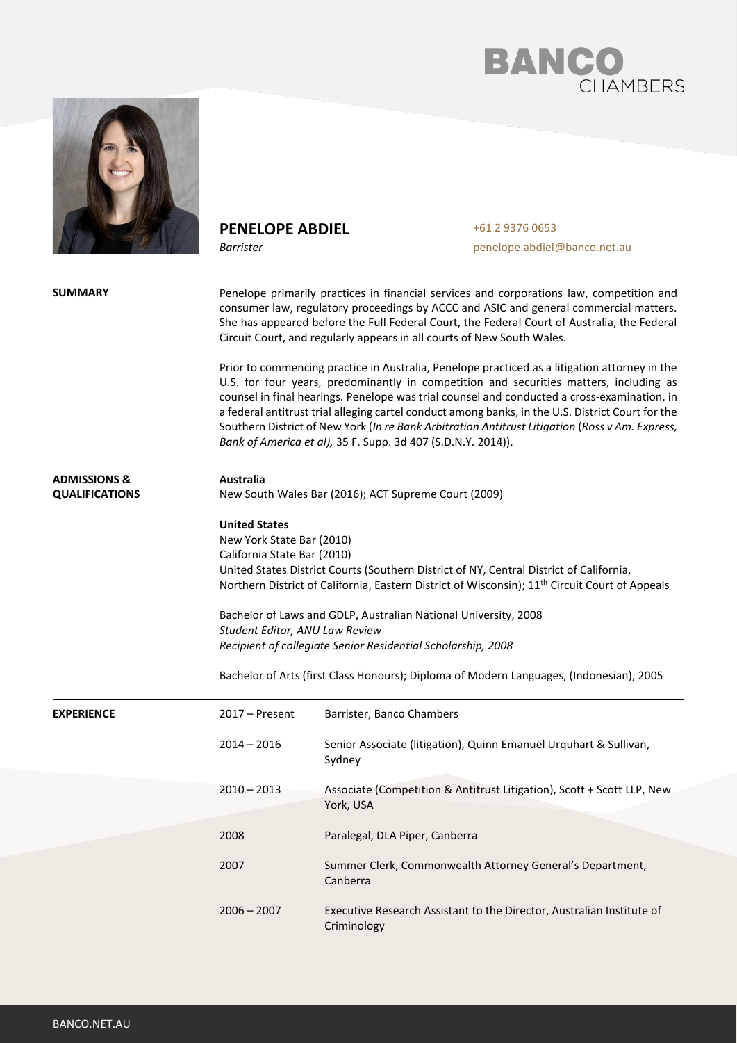BANCO CHAMBERS

# PENELOPE ABDIEL

*Barrister*

+61 2 9376 0653

penelope.abdiel@banco.net.au

## SUMMARY

Penelope primarily practices in financial services and corporations law, competition and consumer law, regulatory proceedings by ACCC and ASIC and general commercial matters. She has appeared before the Full Federal Court, the Federal Court of Australia, the Federal Circuit Court, and regularly appears in all courts of New South Wales.

Prior to commencing practice in Australia, Penelope practiced as a litigation attorney in the U.S. for four years, predominantly in competition and securities matters, including as counsel in final hearings. Penelope was trial counsel and conducted a cross-examination, in a federal antitrust trial alleging cartel conduct among banks, in the U.S. District Court for the Southern District of New York (*In re Bank Arbitration Antitrust Litigation* (*Ross v Am. Express, Bank of America et al),* 35 F. Supp. 3d 407 (S.D.N.Y. 2014)).

## ADMISSIONS & QUALIFICATIONS

**Australia**

New South Wales Bar (2016); ACT Supreme Court (2009)

**United States**

New York State Bar (2010)
California State Bar (2010)
United States District Courts (Southern District of NY, Central District of California, Northern District of California, Eastern District of Wisconsin); 11th Circuit Court of Appeals

Bachelor of Laws and GDLP, Australian National University, 2008
*Student Editor, ANU Law Review*
*Recipient of collegiate Senior Residential Scholarship, 2008*

Bachelor of Arts (first Class Honours); Diploma of Modern Languages, (Indonesian), 2005

## EXPERIENCE

| | |
|---|---|
| 2017 – Present | Barrister, Banco Chambers |
| 2014 – 2016 | Senior Associate (litigation), Quinn Emanuel Urquhart & Sullivan, Sydney |
| 2010 – 2013 | Associate (Competition & Antitrust Litigation), Scott + Scott LLP, New York, USA |
| 2008 | Paralegal, DLA Piper, Canberra |
| 2007 | Summer Clerk, Commonwealth Attorney General's Department, Canberra |
| 2006 – 2007 | Executive Research Assistant to the Director, Australian Institute of Criminology |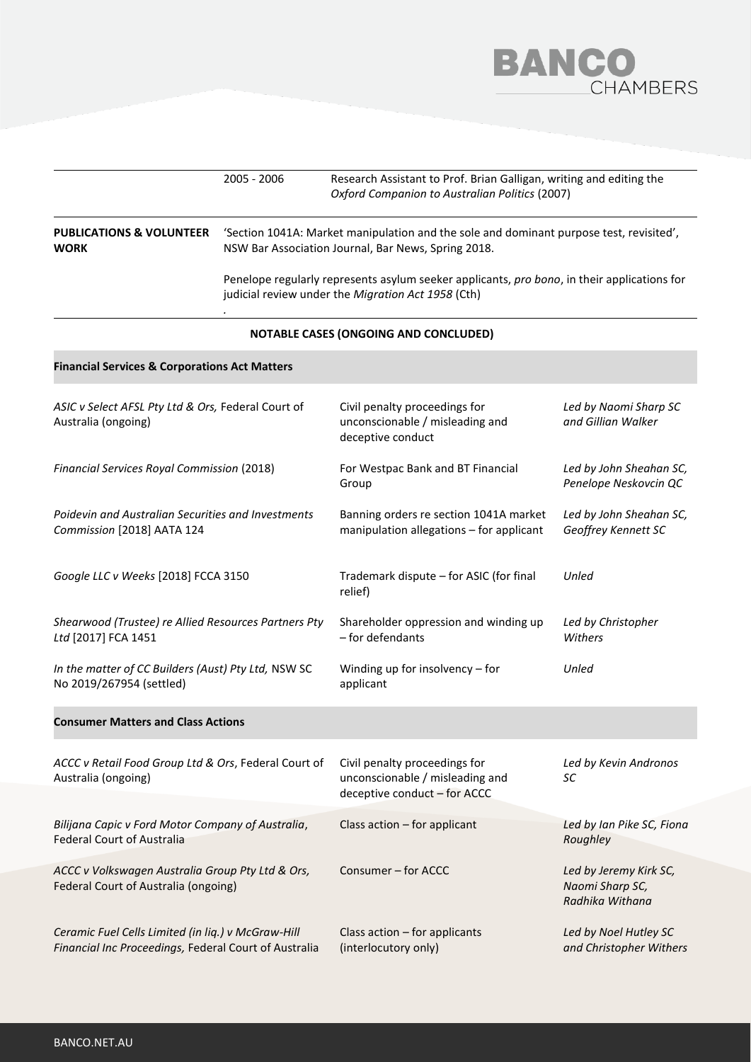| | | |
|---|---|---|
| | 2005 - 2006 | Research Assistant to Prof. Brian Galligan, writing and editing the *Oxford Companion to Australian Politics* (2007) |

**PUBLICATIONS & VOLUNTEER WORK**

'Section 1041A: Market manipulation and the sole and dominant purpose test, revisited', NSW Bar Association Journal, Bar News, Spring 2018.

Penelope regularly represents asylum seeker applicants, *pro bono*, in their applications for judicial review under the *Migration Act 1958* (Cth)

.

**NOTABLE CASES (ONGOING AND CONCLUDED)**

**Financial Services & Corporations Act Matters**

| | | |
|---|---|---|
| *ASIC v Select AFSL Pty Ltd & Ors,* Federal Court of Australia (ongoing) | Civil penalty proceedings for unconscionable / misleading and deceptive conduct | *Led by Naomi Sharp SC and Gillian Walker* |
| *Financial Services Royal Commission* (2018) | For Westpac Bank and BT Financial Group | *Led by John Sheahan SC, Penelope Neskovcin QC* |
| *Poidevin and Australian Securities and Investments Commission* [2018] AATA 124 | Banning orders re section 1041A market manipulation allegations – for applicant | *Led by John Sheahan SC, Geoffrey Kennett SC* |
| *Google LLC v Weeks* [2018] FCCA 3150 | Trademark dispute – for ASIC (for final relief) | *Unled* |
| *Shearwood (Trustee) re Allied Resources Partners Pty Ltd* [2017] FCA 1451 | Shareholder oppression and winding up – for defendants | *Led by Christopher Withers* |
| *In the matter of CC Builders (Aust) Pty Ltd,* NSW SC No 2019/267954 (settled) | Winding up for insolvency – for applicant | *Unled* |

**Consumer Matters and Class Actions**

| | | |
|---|---|---|
| *ACCC v Retail Food Group Ltd & Ors*, Federal Court of Australia (ongoing) | Civil penalty proceedings for unconscionable / misleading and deceptive conduct – for ACCC | *Led by Kevin Andronos SC* |
| *Bilijana Capic v Ford Motor Company of Australia*, Federal Court of Australia | Class action – for applicant | *Led by Ian Pike SC, Fiona Roughley* |
| *ACCC v Volkswagen Australia Group Pty Ltd & Ors,* Federal Court of Australia (ongoing) | Consumer – for ACCC | *Led by Jeremy Kirk SC, Naomi Sharp SC, Radhika Withana* |
| *Ceramic Fuel Cells Limited (in liq.) v McGraw-Hill Financial Inc Proceedings,* Federal Court of Australia | Class action – for applicants (interlocutory only) | *Led by Noel Hutley SC and Christopher Withers* |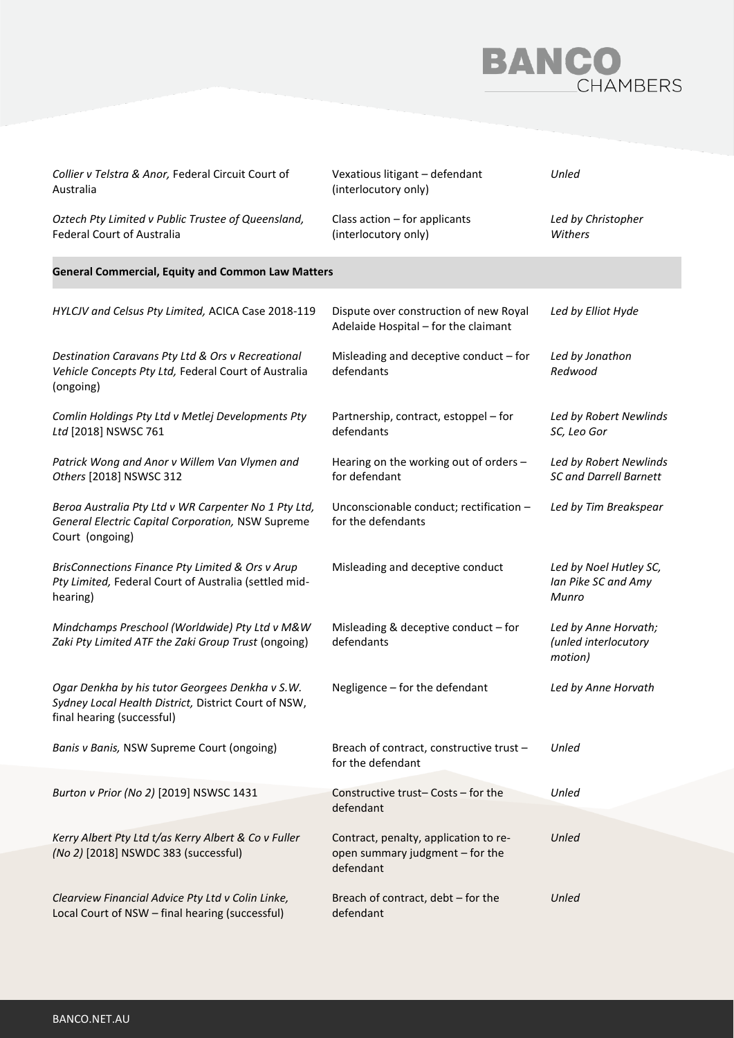| | | |
|---|---|---|
| *Collier v Telstra & Anor,* Federal Circuit Court of Australia | Vexatious litigant – defendant (interlocutory only) | *Unled* |
| *Oztech Pty Limited v Public Trustee of Queensland,* Federal Court of Australia | Class action – for applicants (interlocutory only) | *Led by Christopher Withers* |

**General Commercial, Equity and Common Law Matters**

| | | |
|---|---|---|
| *HYLCJV and Celsus Pty Limited,* ACICA Case 2018-119 | Dispute over construction of new Royal Adelaide Hospital – for the claimant | *Led by Elliot Hyde* |
| *Destination Caravans Pty Ltd & Ors v Recreational Vehicle Concepts Pty Ltd,* Federal Court of Australia (ongoing) | Misleading and deceptive conduct – for defendants | *Led by Jonathon Redwood* |
| *Comlin Holdings Pty Ltd v Metlej Developments Pty Ltd* [2018] NSWSC 761 | Partnership, contract, estoppel – for defendants | *Led by Robert Newlinds SC, Leo Gor* |
| *Patrick Wong and Anor v Willem Van Vlymen and Others* [2018] NSWSC 312 | Hearing on the working out of orders – for defendant | *Led by Robert Newlinds SC and Darrell Barnett* |
| *Beroa Australia Pty Ltd v WR Carpenter No 1 Pty Ltd, General Electric Capital Corporation,* NSW Supreme Court (ongoing) | Unconscionable conduct; rectification – for the defendants | *Led by Tim Breakspear* |
| *BrisConnections Finance Pty Limited & Ors v Arup Pty Limited,* Federal Court of Australia (settled mid-hearing) | Misleading and deceptive conduct | *Led by Noel Hutley SC, Ian Pike SC and Amy Munro* |
| *Mindchamps Preschool (Worldwide) Pty Ltd v M&W Zaki Pty Limited ATF the Zaki Group Trust* (ongoing) | Misleading & deceptive conduct – for defendants | *Led by Anne Horvath; (unled interlocutory motion)* |
| *Ogar Denkha by his tutor Georgees Denkha v S.W. Sydney Local Health District,* District Court of NSW, final hearing (successful) | Negligence – for the defendant | *Led by Anne Horvath* |
| *Banis v Banis,* NSW Supreme Court (ongoing) | Breach of contract, constructive trust – for the defendant | *Unled* |
| *Burton v Prior (No 2)* [2019] NSWSC 1431 | Constructive trust– Costs – for the defendant | *Unled* |
| *Kerry Albert Pty Ltd t/as Kerry Albert & Co v Fuller (No 2)* [2018] NSWDC 383 (successful) | Contract, penalty, application to re-open summary judgment – for the defendant | *Unled* |
| *Clearview Financial Advice Pty Ltd v Colin Linke,* Local Court of NSW – final hearing (successful) | Breach of contract, debt – for the defendant | *Unled* |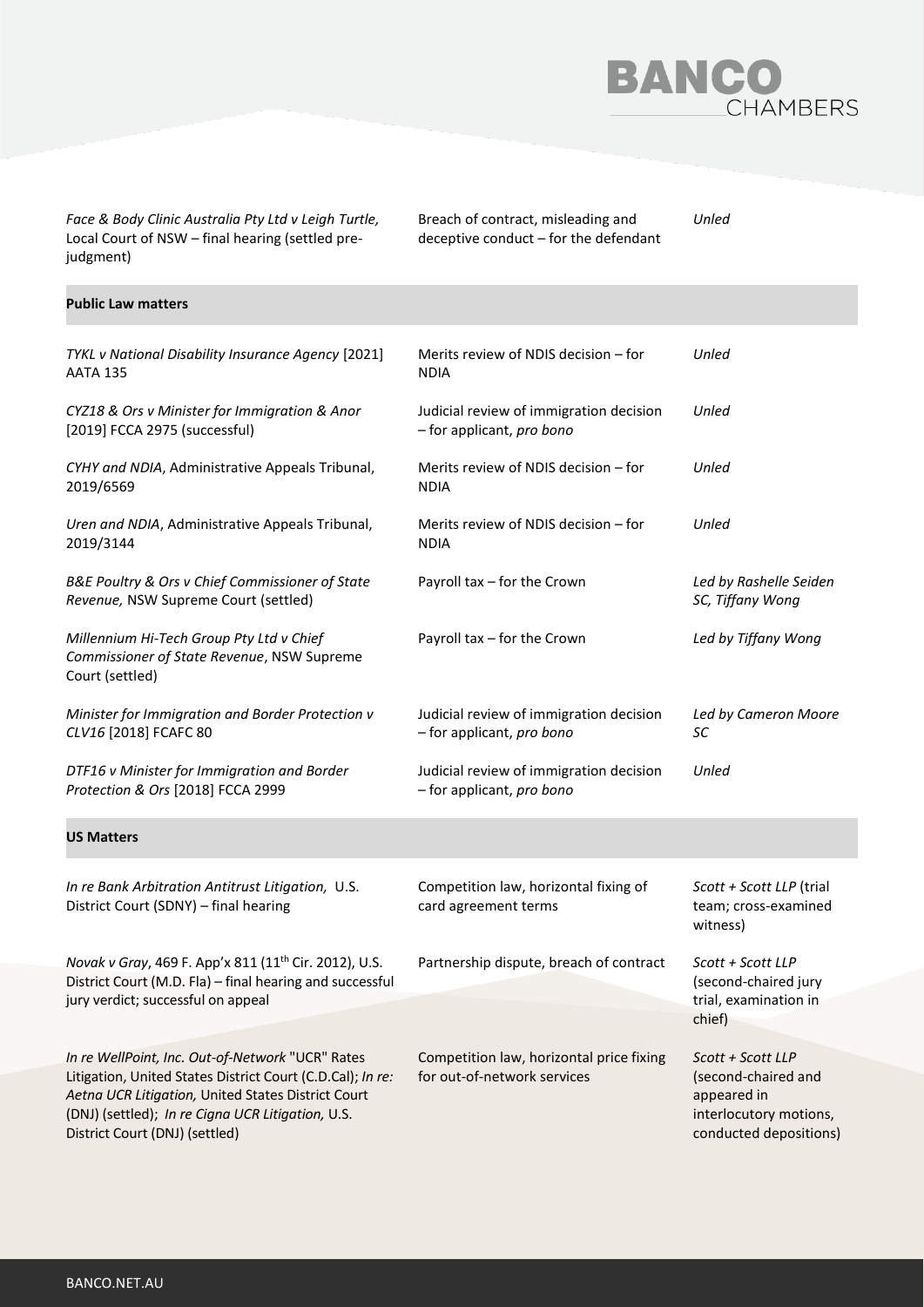| | | |
|---|---|---|
| *Face & Body Clinic Australia Pty Ltd v Leigh Turtle,* Local Court of NSW – final hearing (settled pre-judgment) | Breach of contract, misleading and deceptive conduct – for the defendant | *Unled* |
| **Public Law matters** | | |
| *TYKL v National Disability Insurance Agency* [2021] AATA 135 | Merits review of NDIS decision – for NDIA | *Unled* |
| *CYZ18 & Ors v Minister for Immigration & Anor* [2019] FCCA 2975 (successful) | Judicial review of immigration decision – for applicant, *pro bono* | *Unled* |
| *CYHY and NDIA*, Administrative Appeals Tribunal, 2019/6569 | Merits review of NDIS decision – for NDIA | *Unled* |
| *Uren and NDIA*, Administrative Appeals Tribunal, 2019/3144 | Merits review of NDIS decision – for NDIA | *Unled* |
| *B&E Poultry & Ors v Chief Commissioner of State Revenue,* NSW Supreme Court (settled) | Payroll tax – for the Crown | *Led by Rashelle Seiden SC, Tiffany Wong* |
| *Millennium Hi-Tech Group Pty Ltd v Chief Commissioner of State Revenue*, NSW Supreme Court (settled) | Payroll tax – for the Crown | *Led by Tiffany Wong* |
| *Minister for Immigration and Border Protection v CLV16* [2018] FCAFC 80 | Judicial review of immigration decision – for applicant, *pro bono* | *Led by Cameron Moore SC* |
| *DTF16 v Minister for Immigration and Border Protection & Ors* [2018] FCCA 2999 | Judicial review of immigration decision – for applicant, *pro bono* | *Unled* |
| **US Matters** | | |
| *In re Bank Arbitration Antitrust Litigation,* U.S. District Court (SDNY) – final hearing | Competition law, horizontal fixing of card agreement terms | *Scott + Scott LLP* (trial team; cross-examined witness) |
| *Novak v Gray*, 469 F. App'x 811 (11th Cir. 2012), U.S. District Court (M.D. Fla) – final hearing and successful jury verdict; successful on appeal | Partnership dispute, breach of contract | *Scott + Scott LLP* (second-chaired jury trial, examination in chief) |
| *In re WellPoint, Inc. Out-of-Network* "UCR" Rates Litigation, United States District Court (C.D.Cal); *In re: Aetna UCR Litigation,* United States District Court (DNJ) (settled); *In re Cigna UCR Litigation,* U.S. District Court (DNJ) (settled) | Competition law, horizontal price fixing for out-of-network services | *Scott + Scott LLP* (second-chaired and appeared in interlocutory motions, conducted depositions) |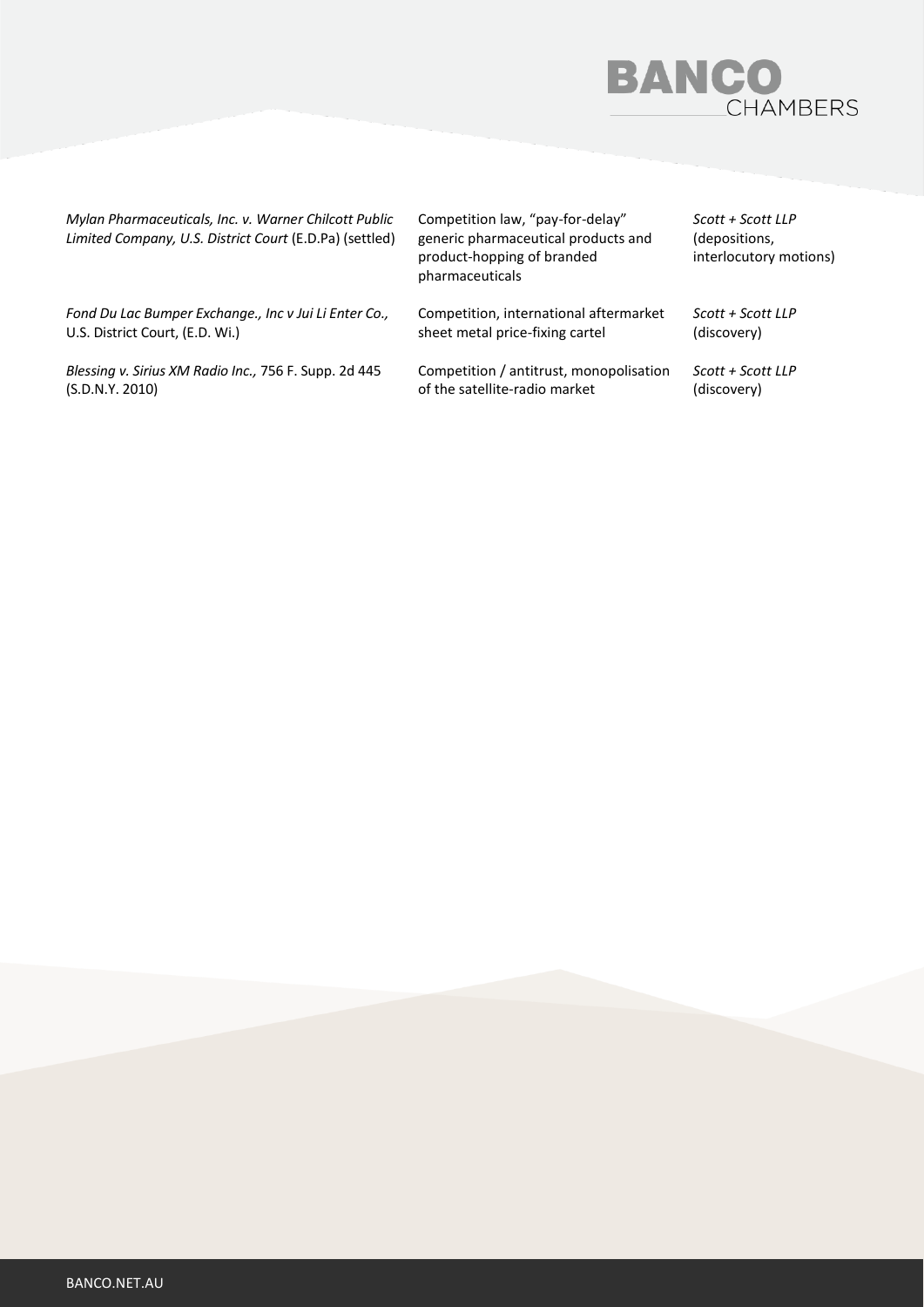| | | |
|---|---|---|
| *Mylan Pharmaceuticals, Inc. v. Warner Chilcott Public Limited Company, U.S. District Court* (E.D.Pa) (settled) | Competition law, "pay-for-delay" generic pharmaceutical products and product-hopping of branded pharmaceuticals | *Scott + Scott LLP* (depositions, interlocutory motions) |
| *Fond Du Lac Bumper Exchange., Inc v Jui Li Enter Co.,* U.S. District Court, (E.D. Wi.) | Competition, international aftermarket sheet metal price-fixing cartel | *Scott + Scott LLP* (discovery) |
| *Blessing v. Sirius XM Radio Inc.,* 756 F. Supp. 2d 445 (S.D.N.Y. 2010) | Competition / antitrust, monopolisation of the satellite-radio market | *Scott + Scott LLP* (discovery) |